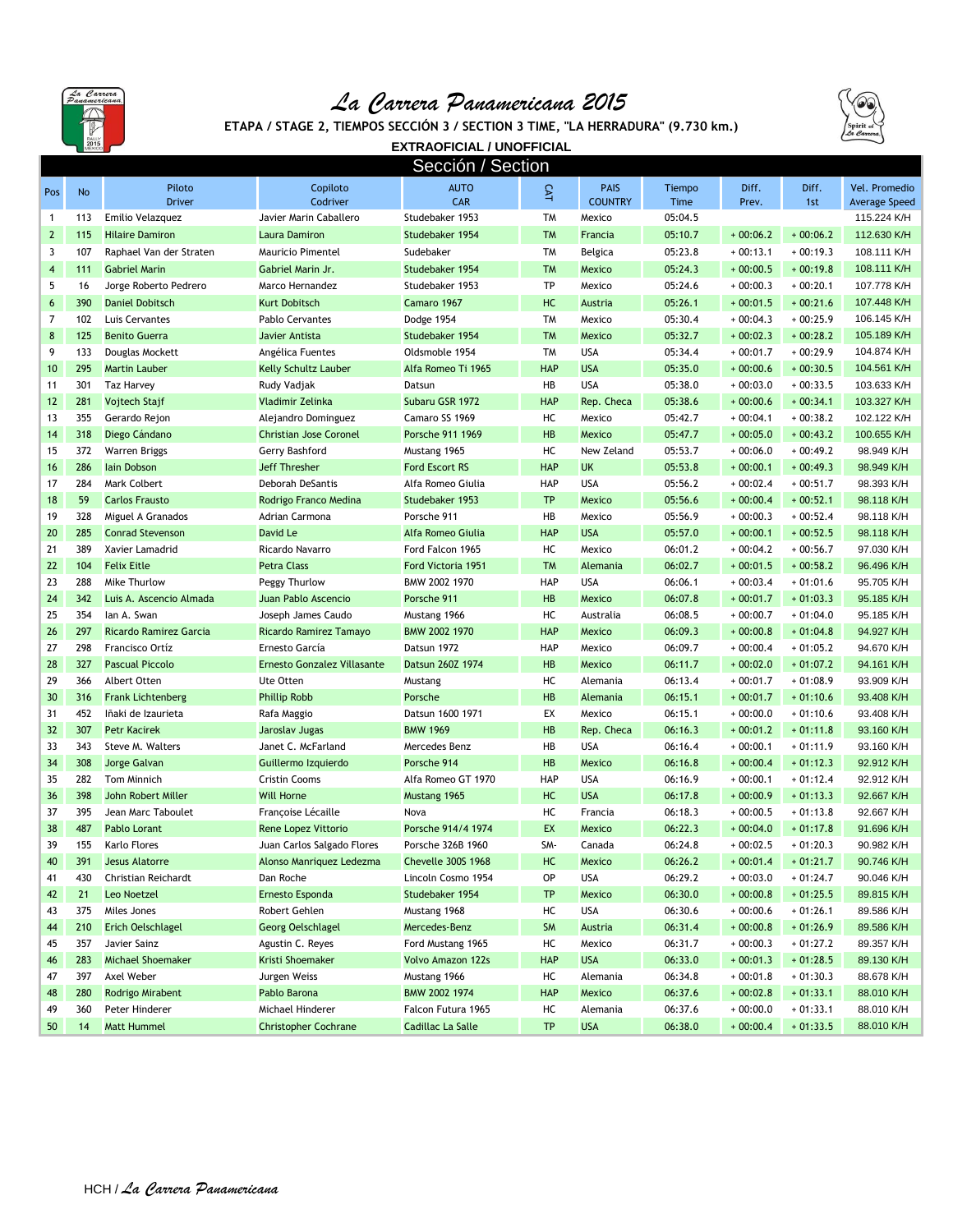# La Carrera Panamericana 2015

**ETAPA / STAGE 2, TIEMPOS SECCIÓN 3 / SECTION 3 TIME, "LA HERRADURA" (9.730 km.)**

**EXTRAOFICIAL / UNOFFICIAL**

## Sección / Section

| Pos | No | Piloto Driver | Copiloto Codriver | AUTO CAR | CAT | PAIS COUNTRY | Tiempo Time | Diff. Prev. | Diff. 1st | Vel. Promedio Average Speed |
|---|---|---|---|---|---|---|---|---|---|---|
| 1 | 113 | Emilio Velazquez | Javier Marin Caballero | Studebaker 1953 | TM | Mexico | 05:04.5 | | | 115.224 K/H |
| 2 | 115 | Hilaire Damiron | Laura Damiron | Studebaker 1954 | TM | Francia | 05:10.7 | + 00:06.2 | + 00:06.2 | 112.630 K/H |
| 3 | 107 | Raphael Van der Straten | Mauricio Pimentel | Sudebaker | TM | Belgica | 05:23.8 | + 00:13.1 | + 00:19.3 | 108.111 K/H |
| 4 | 111 | Gabriel Marin | Gabriel Marin Jr. | Studebaker 1954 | TM | Mexico | 05:24.3 | + 00:00.5 | + 00:19.8 | 108.111 K/H |
| 5 | 16 | Jorge Roberto Pedrero | Marco Hernandez | Studebaker 1953 | TP | Mexico | 05:24.6 | + 00:00.3 | + 00:20.1 | 107.778 K/H |
| 6 | 390 | Daniel Dobitsch | Kurt Dobitsch | Camaro 1967 | HC | Austria | 05:26.1 | + 00:01.5 | + 00:21.6 | 107.448 K/H |
| 7 | 102 | Luis Cervantes | Pablo Cervantes | Dodge 1954 | TM | Mexico | 05:30.4 | + 00:04.3 | + 00:25.9 | 106.145 K/H |
| 8 | 125 | Benito Guerra | Javier Antista | Studebaker 1954 | TM | Mexico | 05:32.7 | + 00:02.3 | + 00:28.2 | 105.189 K/H |
| 9 | 133 | Douglas Mockett | Angélica Fuentes | Oldsmoble 1954 | TM | USA | 05:34.4 | + 00:01.7 | + 00:29.9 | 104.874 K/H |
| 10 | 295 | Martin Lauber | Kelly Schultz Lauber | Alfa Romeo Ti 1965 | HAP | USA | 05:35.0 | + 00:00.6 | + 00:30.5 | 104.561 K/H |
| 11 | 301 | Taz Harvey | Rudy Vadjak | Datsun | HB | USA | 05:38.0 | + 00:03.0 | + 00:33.5 | 103.633 K/H |
| 12 | 281 | Vojtech Stajf | Vladimir Zelinka | Subaru GSR 1972 | HAP | Rep. Checa | 05:38.6 | + 00:00.6 | + 00:34.1 | 103.327 K/H |
| 13 | 355 | Gerardo Rejon | Alejandro Dominguez | Camaro SS 1969 | HC | Mexico | 05:42.7 | + 00:04.1 | + 00:38.2 | 102.122 K/H |
| 14 | 318 | Diego Cándano | Christian Jose Coronel | Porsche 911 1969 | HB | Mexico | 05:47.7 | + 00:05.0 | + 00:43.2 | 100.655 K/H |
| 15 | 372 | Warren Briggs | Gerry Bashford | Mustang 1965 | HC | New Zeland | 05:53.7 | + 00:06.0 | + 00:49.2 | 98.949 K/H |
| 16 | 286 | Iain Dobson | Jeff Thresher | Ford Escort RS | HAP | UK | 05:53.8 | + 00:00.1 | + 00:49.3 | 98.949 K/H |
| 17 | 284 | Mark Colbert | Deborah DeSantis | Alfa Romeo Giulia | HAP | USA | 05:56.2 | + 00:02.4 | + 00:51.7 | 98.393 K/H |
| 18 | 59 | Carlos Frausto | Rodrigo Franco Medina | Studebaker 1953 | TP | Mexico | 05:56.6 | + 00:00.4 | + 00:52.1 | 98.118 K/H |
| 19 | 328 | Miguel A Granados | Adrian Carmona | Porsche 911 | HB | Mexico | 05:56.9 | + 00:00.3 | + 00:52.4 | 98.118 K/H |
| 20 | 285 | Conrad Stevenson | David Le | Alfa Romeo Giulia | HAP | USA | 05:57.0 | + 00:00.1 | + 00:52.5 | 98.118 K/H |
| 21 | 389 | Xavier Lamadrid | Ricardo Navarro | Ford Falcon 1965 | HC | Mexico | 06:01.2 | + 00:04.2 | + 00:56.7 | 97.030 K/H |
| 22 | 104 | Felix Eitle | Petra Class | Ford Victoria 1951 | TM | Alemania | 06:02.7 | + 00:01.5 | + 00:58.2 | 96.496 K/H |
| 23 | 288 | Mike Thurlow | Peggy Thurlow | BMW 2002 1970 | HAP | USA | 06:06.1 | + 00:03.4 | + 01:01.6 | 95.705 K/H |
| 24 | 342 | Luis A. Ascencio Almada | Juan Pablo Ascencio | Porsche 911 | HB | Mexico | 06:07.8 | + 00:01.7 | + 01:03.3 | 95.185 K/H |
| 25 | 354 | Ian A. Swan | Joseph James Caudo | Mustang 1966 | HC | Australia | 06:08.5 | + 00:00.7 | + 01:04.0 | 95.185 K/H |
| 26 | 297 | Ricardo Ramirez Garcia | Ricardo Ramirez Tamayo | BMW 2002 1970 | HAP | Mexico | 06:09.3 | + 00:00.8 | + 01:04.8 | 94.927 K/H |
| 27 | 298 | Francisco Ortíz | Ernesto García | Datsun 1972 | HAP | Mexico | 06:09.7 | + 00:00.4 | + 01:05.2 | 94.670 K/H |
| 28 | 327 | Pascual Piccolo | Ernesto Gonzalez Villasante | Datsun 260Z 1974 | HB | Mexico | 06:11.7 | + 00:02.0 | + 01:07.2 | 94.161 K/H |
| 29 | 366 | Albert Otten | Ute Otten | Mustang | HC | Alemania | 06:13.4 | + 00:01.7 | + 01:08.9 | 93.909 K/H |
| 30 | 316 | Frank Lichtenberg | Phillip Robb | Porsche | HB | Alemania | 06:15.1 | + 00:01.7 | + 01:10.6 | 93.408 K/H |
| 31 | 452 | Iñaki de Izaurieta | Rafa Maggio | Datsun 1600 1971 | EX | Mexico | 06:15.1 | + 00:00.0 | + 01:10.6 | 93.408 K/H |
| 32 | 307 | Petr Kacirek | Jaroslav Jugas | BMW 1969 | HB | Rep. Checa | 06:16.3 | + 00:01.2 | + 01:11.8 | 93.160 K/H |
| 33 | 343 | Steve M. Walters | Janet C. McFarland | Mercedes Benz | HB | USA | 06:16.4 | + 00:00.1 | + 01:11.9 | 93.160 K/H |
| 34 | 308 | Jorge Galvan | Guillermo Izquierdo | Porsche 914 | HB | Mexico | 06:16.8 | + 00:00.4 | + 01:12.3 | 92.912 K/H |
| 35 | 282 | Tom Minnich | Cristin Cooms | Alfa Romeo GT 1970 | HAP | USA | 06:16.9 | + 00:00.1 | + 01:12.4 | 92.912 K/H |
| 36 | 398 | John Robert Miller | Will Horne | Mustang 1965 | HC | USA | 06:17.8 | + 00:00.9 | + 01:13.3 | 92.667 K/H |
| 37 | 395 | Jean Marc Taboulet | Françoise Lécaille | Nova | HC | Francia | 06:18.3 | + 00:00.5 | + 01:13.8 | 92.667 K/H |
| 38 | 487 | Pablo Lorant | Rene Lopez Vittorio | Porsche 914/4 1974 | EX | Mexico | 06:22.3 | + 00:04.0 | + 01:17.8 | 91.696 K/H |
| 39 | 155 | Karlo Flores | Juan Carlos Salgado Flores | Porsche 326B 1960 | SM- | Canada | 06:24.8 | + 00:02.5 | + 01:20.3 | 90.982 K/H |
| 40 | 391 | Jesus Alatorre | Alonso Manriquez Ledezma | Chevelle 300S 1968 | HC | Mexico | 06:26.2 | + 00:01.4 | + 01:21.7 | 90.746 K/H |
| 41 | 430 | Christian Reichardt | Dan Roche | Lincoln Cosmo 1954 | OP | USA | 06:29.2 | + 00:03.0 | + 01:24.7 | 90.046 K/H |
| 42 | 21 | Leo Noetzel | Ernesto Esponda | Studebaker 1954 | TP | Mexico | 06:30.0 | + 00:00.8 | + 01:25.5 | 89.815 K/H |
| 43 | 375 | Miles Jones | Robert Gehlen | Mustang 1968 | HC | USA | 06:30.6 | + 00:00.6 | + 01:26.1 | 89.586 K/H |
| 44 | 210 | Erich Oelschlagel | Georg Oelschlagel | Mercedes-Benz | SM | Austria | 06:31.4 | + 00:00.8 | + 01:26.9 | 89.586 K/H |
| 45 | 357 | Javier Sainz | Agustin C. Reyes | Ford Mustang 1965 | HC | Mexico | 06:31.7 | + 00:00.3 | + 01:27.2 | 89.357 K/H |
| 46 | 283 | Michael Shoemaker | Kristi Shoemaker | Volvo Amazon 122s | HAP | USA | 06:33.0 | + 00:01.3 | + 01:28.5 | 89.130 K/H |
| 47 | 397 | Axel Weber | Jurgen Weiss | Mustang 1966 | HC | Alemania | 06:34.8 | + 00:01.8 | + 01:30.3 | 88.678 K/H |
| 48 | 280 | Rodrigo Mirabent | Pablo Barona | BMW 2002 1974 | HAP | Mexico | 06:37.6 | + 00:02.8 | + 01:33.1 | 88.010 K/H |
| 49 | 360 | Peter Hinderer | Michael Hinderer | Falcon Futura 1965 | HC | Alemania | 06:37.6 | + 00:00.0 | + 01:33.1 | 88.010 K/H |
| 50 | 14 | Matt Hummel | Christopher Cochrane | Cadillac La Salle | TP | USA | 06:38.0 | + 00:00.4 | + 01:33.5 | 88.010 K/H |

HCH / *La Carrera Panamericana*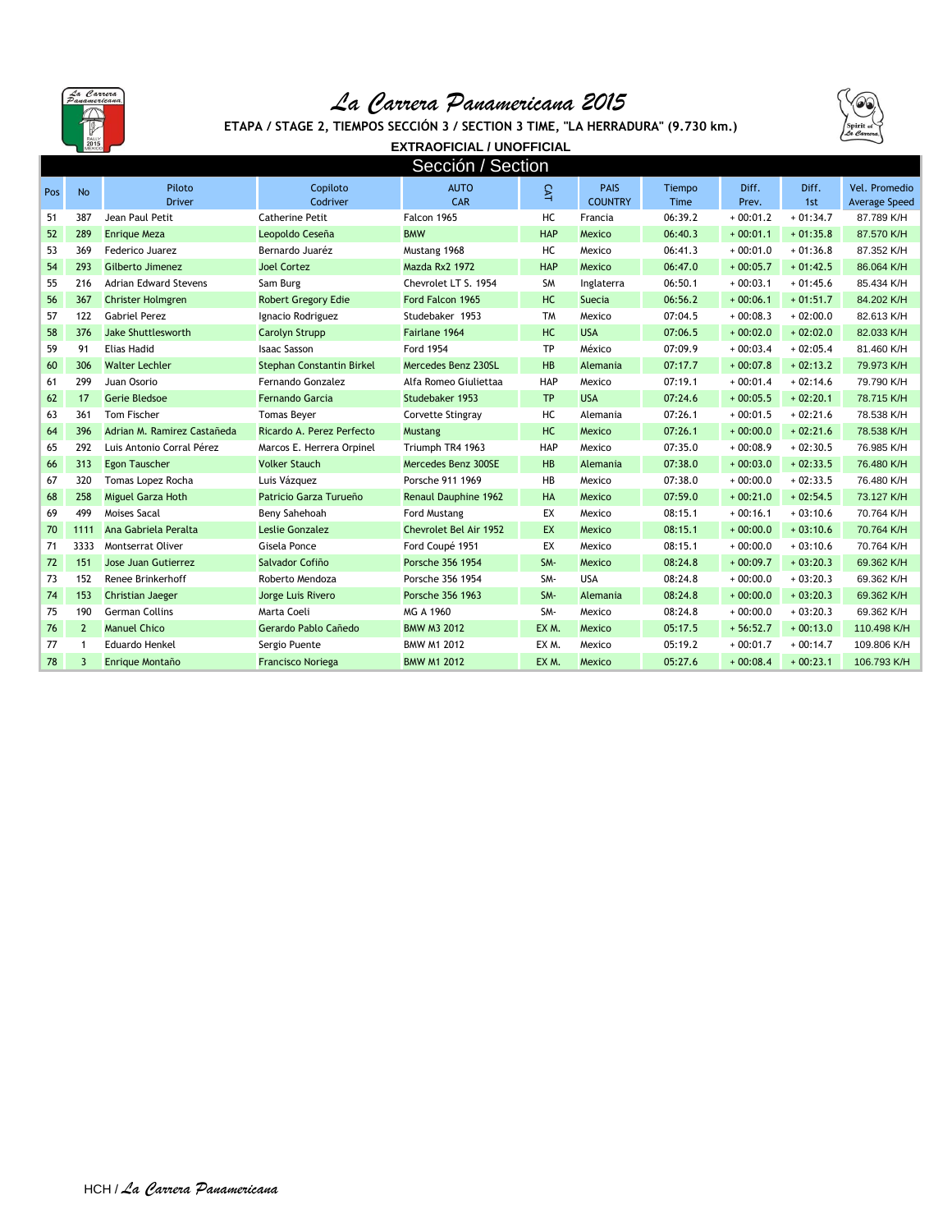# La Carrera Panamericana 2015

**ETAPA / STAGE 2, TIEMPOS SECCIÓN 3 / SECTION 3 TIME, "LA HERRADURA" (9.730 km.)**

**EXTRAOFICIAL / UNOFFICIAL**

## Sección / Section

| Pos | No | Piloto Driver | Copiloto Codriver | AUTO CAR | CAT | PAIS COUNTRY | Tiempo Time | Diff. Prev. | Diff. 1st | Vel. Promedio Average Speed |
|---|---|---|---|---|---|---|---|---|---|---|
| 51 | 387 | Jean Paul Petit | Catherine Petit | Falcon 1965 | HC | Francia | 06:39.2 | + 00:01.2 | + 01:34.7 | 87.789 K/H |
| 52 | 289 | Enrique Meza | Leopoldo Ceseña | BMW | HAP | Mexico | 06:40.3 | + 00:01.1 | + 01:35.8 | 87.570 K/H |
| 53 | 369 | Federico Juarez | Bernardo Juaréz | Mustang 1968 | HC | Mexico | 06:41.3 | + 00:01.0 | + 01:36.8 | 87.352 K/H |
| 54 | 293 | Gilberto Jimenez | Joel Cortez | Mazda Rx2 1972 | HAP | Mexico | 06:47.0 | + 00:05.7 | + 01:42.5 | 86.064 K/H |
| 55 | 216 | Adrian Edward Stevens | Sam Burg | Chevrolet LT S. 1954 | SM | Inglaterra | 06:50.1 | + 00:03.1 | + 01:45.6 | 85.434 K/H |
| 56 | 367 | Christer Holmgren | Robert Gregory Edie | Ford Falcon 1965 | HC | Suecia | 06:56.2 | + 00:06.1 | + 01:51.7 | 84.202 K/H |
| 57 | 122 | Gabriel Perez | Ignacio Rodriguez | Studebaker 1953 | TM | Mexico | 07:04.5 | + 00:08.3 | + 02:00.0 | 82.613 K/H |
| 58 | 376 | Jake Shuttlesworth | Carolyn Strupp | Fairlane 1964 | HC | USA | 07:06.5 | + 00:02.0 | + 02:02.0 | 82.033 K/H |
| 59 | 91 | Elias Hadid | Isaac Sasson | Ford 1954 | TP | México | 07:09.9 | + 00:03.4 | + 02:05.4 | 81.460 K/H |
| 60 | 306 | Walter Lechler | Stephan Constantin Birkel | Mercedes Benz 230SL | HB | Alemania | 07:17.7 | + 00:07.8 | + 02:13.2 | 79.973 K/H |
| 61 | 299 | Juan Osorio | Fernando Gonzalez | Alfa Romeo Giuliettaa | HAP | Mexico | 07:19.1 | + 00:01.4 | + 02:14.6 | 79.790 K/H |
| 62 | 17 | Gerie Bledsoe | Fernando Garcia | Studebaker 1953 | TP | USA | 07:24.6 | + 00:05.5 | + 02:20.1 | 78.715 K/H |
| 63 | 361 | Tom Fischer | Tomas Beyer | Corvette Stingray | HC | Alemania | 07:26.1 | + 00:01.5 | + 02:21.6 | 78.538 K/H |
| 64 | 396 | Adrian M. Ramirez Castañeda | Ricardo A. Perez Perfecto | Mustang | HC | Mexico | 07:26.1 | + 00:00.0 | + 02:21.6 | 78.538 K/H |
| 65 | 292 | Luis Antonio Corral Pérez | Marcos E. Herrera Orpinel | Triumph TR4 1963 | HAP | Mexico | 07:35.0 | + 00:08.9 | + 02:30.5 | 76.985 K/H |
| 66 | 313 | Egon Tauscher | Volker Stauch | Mercedes Benz 300SE | HB | Alemania | 07:38.0 | + 00:03.0 | + 02:33.5 | 76.480 K/H |
| 67 | 320 | Tomas Lopez Rocha | Luis Vázquez | Porsche 911 1969 | HB | Mexico | 07:38.0 | + 00:00.0 | + 02:33.5 | 76.480 K/H |
| 68 | 258 | Miguel Garza Hoth | Patricio Garza Turueño | Renaul Dauphine 1962 | HA | Mexico | 07:59.0 | + 00:21.0 | + 02:54.5 | 73.127 K/H |
| 69 | 499 | Moises Sacal | Beny Sahehoah | Ford Mustang | EX | Mexico | 08:15.1 | + 00:16.1 | + 03:10.6 | 70.764 K/H |
| 70 | 1111 | Ana Gabriela Peralta | Leslie Gonzalez | Chevrolet Bel Air 1952 | EX | Mexico | 08:15.1 | + 00:00.0 | + 03:10.6 | 70.764 K/H |
| 71 | 3333 | Montserrat Oliver | Gisela Ponce | Ford Coupé 1951 | EX | Mexico | 08:15.1 | + 00:00.0 | + 03:10.6 | 70.764 K/H |
| 72 | 151 | Jose Juan Gutierrez | Salvador Cofiño | Porsche 356 1954 | SM- | Mexico | 08:24.8 | + 00:09.7 | + 03:20.3 | 69.362 K/H |
| 73 | 152 | Renee Brinkerhoff | Roberto Mendoza | Porsche 356 1954 | SM- | USA | 08:24.8 | + 00:00.0 | + 03:20.3 | 69.362 K/H |
| 74 | 153 | Christian Jaeger | Jorge Luis Rivero | Porsche 356 1963 | SM- | Alemania | 08:24.8 | + 00:00.0 | + 03:20.3 | 69.362 K/H |
| 75 | 190 | German Collins | Marta Coeli | MG A 1960 | SM- | Mexico | 08:24.8 | + 00:00.0 | + 03:20.3 | 69.362 K/H |
| 76 | 2 | Manuel Chico | Gerardo Pablo Cañedo | BMW M3 2012 | EX M. | Mexico | 05:17.5 | + 56:52.7 | + 00:13.0 | 110.498 K/H |
| 77 | 1 | Eduardo Henkel | Sergio Puente | BMW M1 2012 | EX M. | Mexico | 05:19.2 | + 00:01.7 | + 00:14.7 | 109.806 K/H |
| 78 | 3 | Enrique Montaño | Francisco Noriega | BMW M1 2012 | EX M. | Mexico | 05:27.6 | + 00:08.4 | + 00:23.1 | 106.793 K/H |

HCH / La Carrera Panamericana